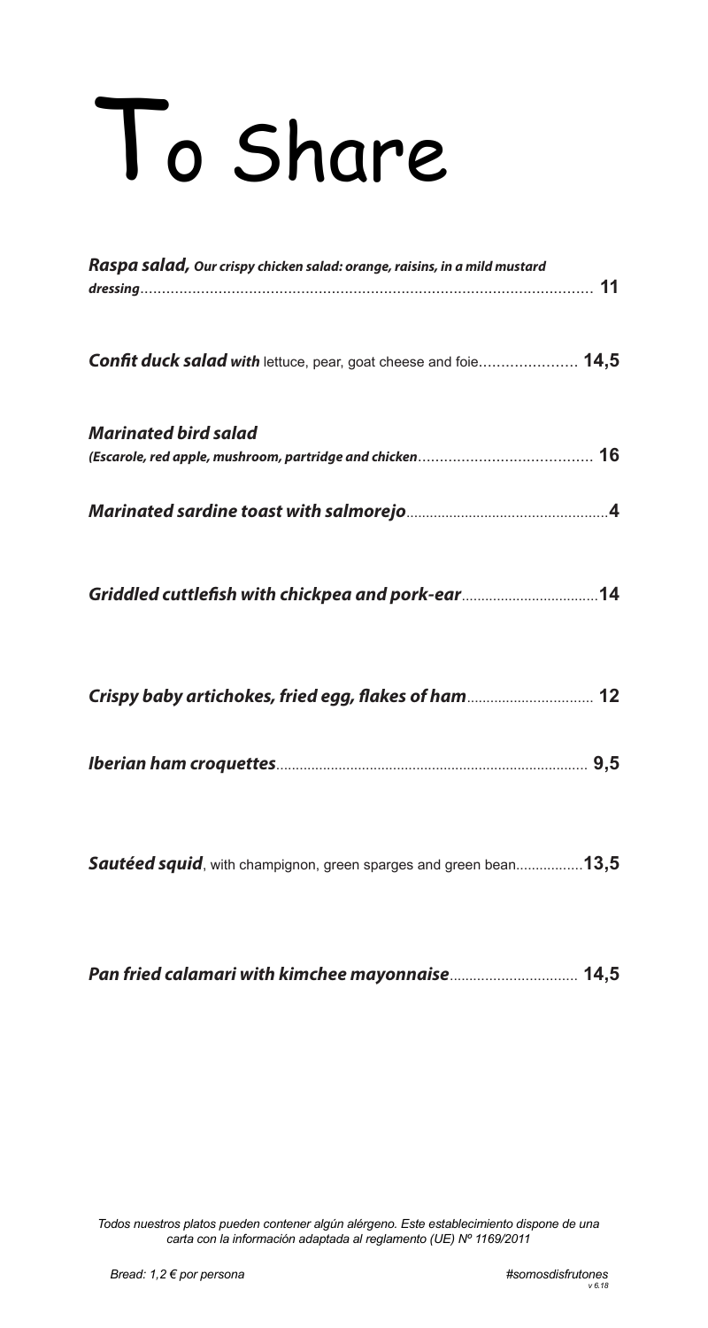# To Share

***Raspa salad,*** *Our crispy chicken salad: orange, raisins, in a mild mustard dressing*........ **11**

***Confit duck salad with*** lettuce, pear, goat cheese and foie........ **14,5**

***Marinated bird salad***
*(Escarole, red apple, mushroom, partridge and chicken*........ **16**

***Marinated sardine toast with salmorejo***........ **4**

***Griddled cuttlefish with chickpea and pork-ear***........ **14**

***Crispy baby artichokes, fried egg, flakes of ham***........ **12**

***Iberian ham croquettes***........ **9,5**

***Sautéed squid***, with champignon, green sparges and green bean........ **13,5**

***Pan fried calamari with kimchee mayonnaise***........ **14,5**

*Todos nuestros platos pueden contener algún alérgeno. Este establecimiento dispone de una carta con la información adaptada al reglamento (UE) Nº 1169/2011*

*Bread: 1,2 € por persona*

*#somosdisfrutones*

*v 6.18*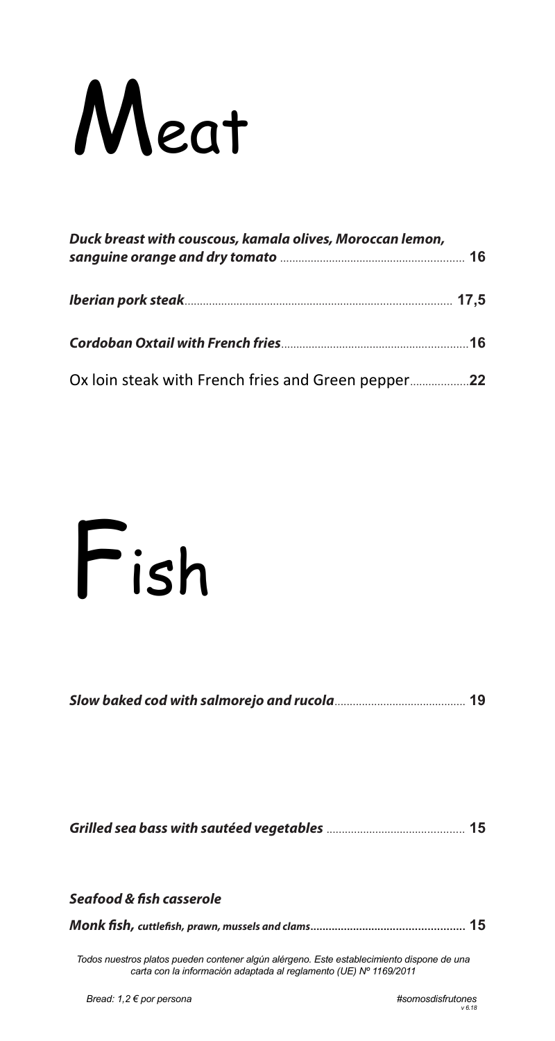# Meat

***Duck breast with couscous, kamala olives, Moroccan lemon, sanguine orange and dry tomato*** ........................................................ **16**

***Iberian pork steak*** ........................................................................................ **17,5**

***Cordoban Oxtail with French fries*** .......................................................... **16**

Ox loin steak with French fries and Green pepper .................. **22**

# Fish

***Slow baked cod with salmorejo and rucola*** ........................................ **19**

***Grilled sea bass with sautéed vegetables*** ............................................ **15**

***Seafood & fish casserole***

***Monk fish, cuttlefish, prawn, mussels and clams*** ................................................ **15**

*Todos nuestros platos pueden contener algún alérgeno. Este establecimiento dispone de una carta con la información adaptada al reglamento (UE) Nº 1169/2011*

*Bread: 1,2 € por persona*

*#somosdisfrutones*

*v 6.18*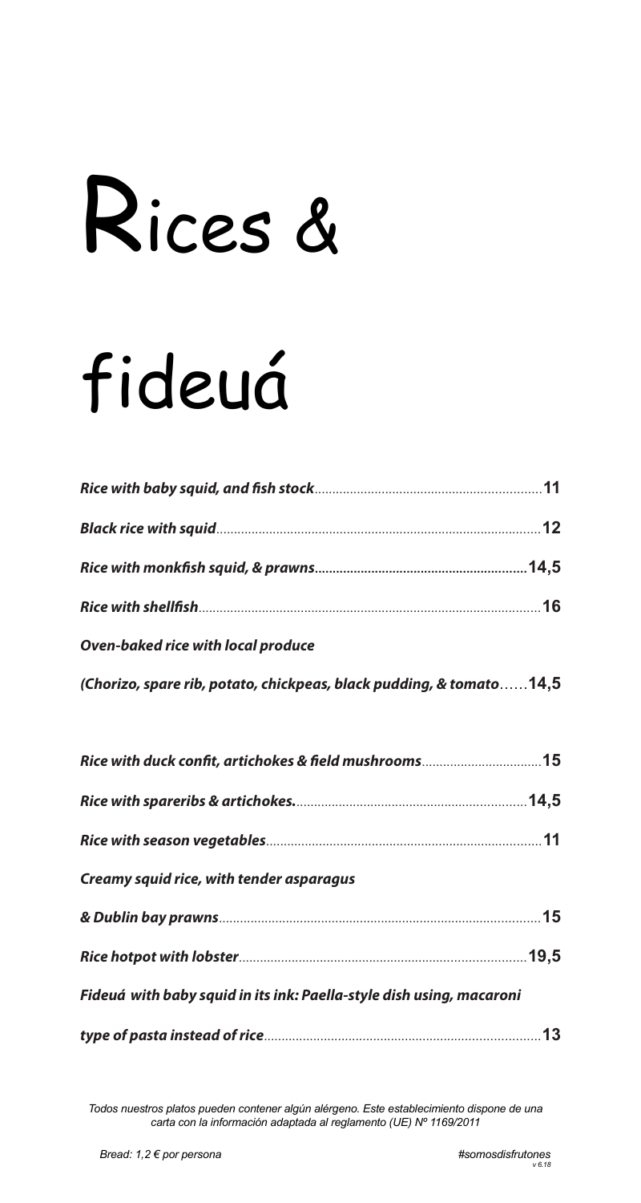# Rices & fideuá

***Rice with baby squid, and fish stock*** ........ **11**

***Black rice with squid*** ........ **12**

***Rice with monkfish squid, & prawns*** ........ **14,5**

***Rice with shellfish*** ........ **16**

***Oven-baked rice with local produce***

***(Chorizo, spare rib, potato, chickpeas, black pudding, & tomato*** ...... **14,5**

***Rice with duck confit, artichokes & field mushrooms*** ........ **15**

***Rice with spareribs & artichokes.*** ........ **14,5**

***Rice with season vegetables*** ........ **11**

***Creamy squid rice, with tender asparagus***

***& Dublin bay prawns*** ........ **15**

***Rice hotpot with lobster*** ........ **19,5**

***Fideuá with baby squid in its ink: Paella-style dish using, macaroni***

***type of pasta instead of rice*** ........ **13**

*Todos nuestros platos pueden contener algún alérgeno. Este establecimiento dispone de una carta con la información adaptada al reglamento (UE) Nº 1169/2011*

*Bread: 1,2 € por persona*

*#somosdisfrutones*

*v 6.18*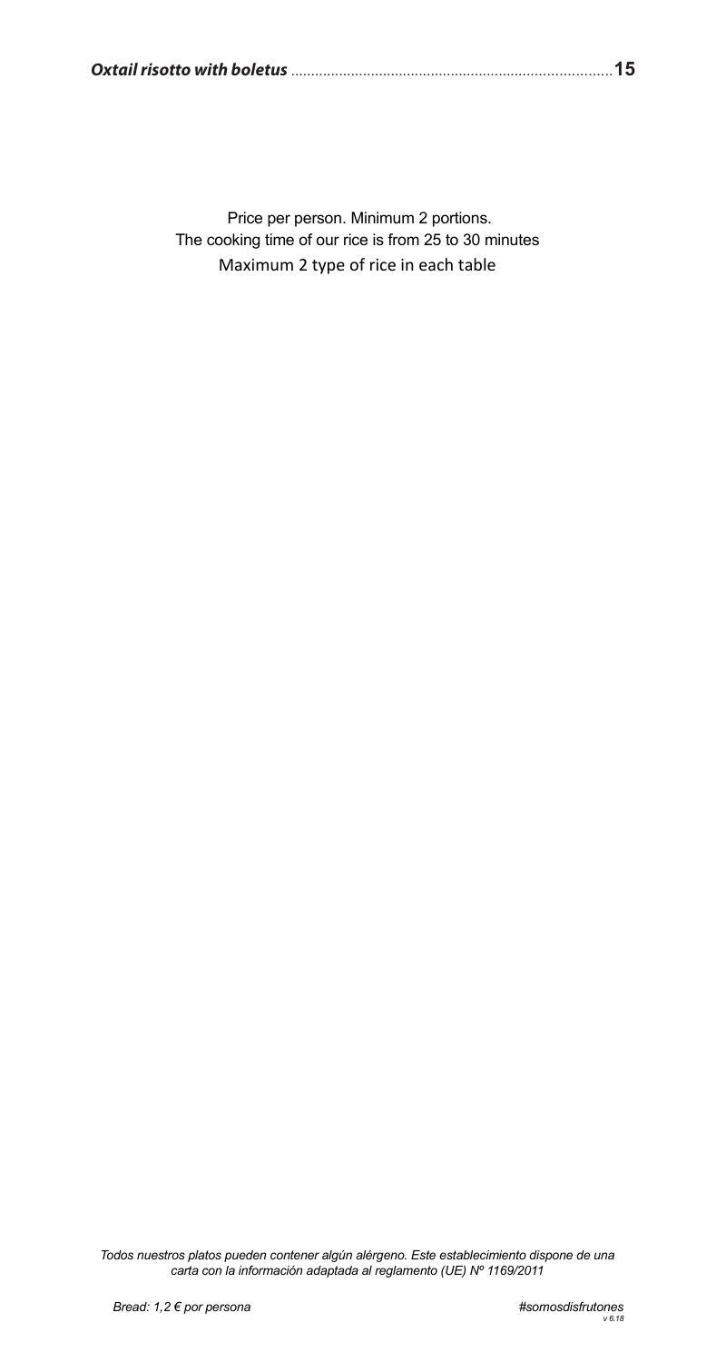***Oxtail risotto with boletus*** ............................................................................... **15**

Price per person. Minimum 2 portions.
The cooking time of our rice is from 25 to 30 minutes
Maximum 2 type of rice in each table

*Todos nuestros platos pueden contener algún alérgeno. Este establecimiento dispone de una carta con la información adaptada al reglamento (UE) Nº 1169/2011*

*Bread: 1,2 € por persona*

*#somosdisfrutones*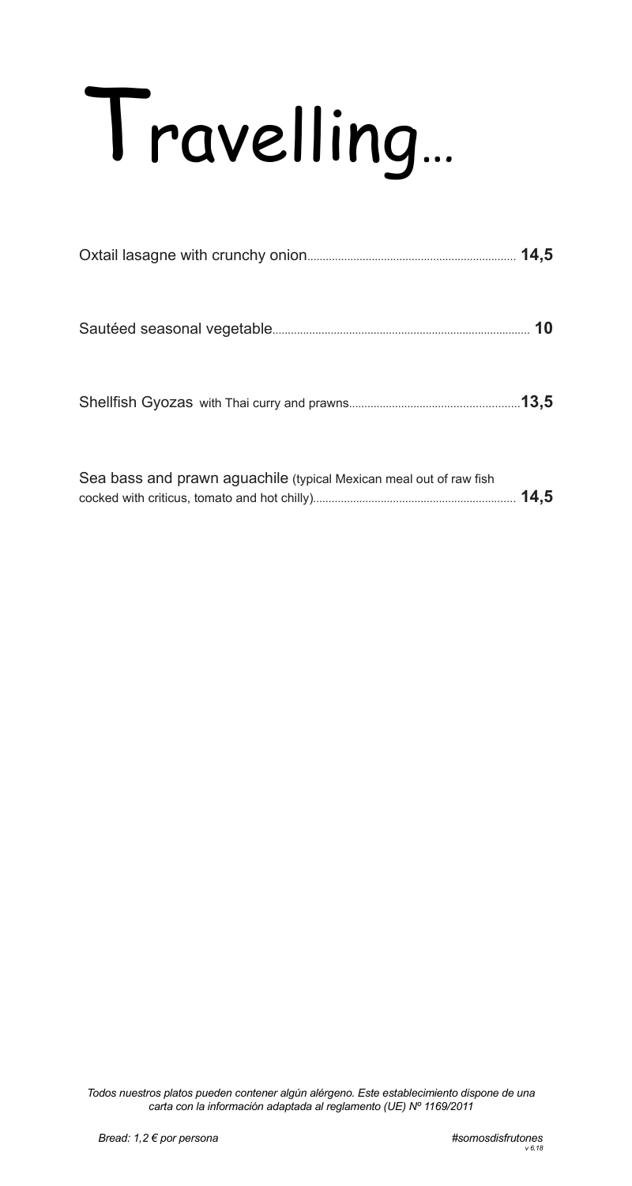# Travelling…

Oxtail lasagne with crunchy onion .................................................................. **14,5**

Sautéed seasonal vegetable .................................................................................. **10**

Shellfish Gyozas with Thai curry and prawns...................................................**13,5**

Sea bass and prawn aguachile (typical Mexican meal out of raw fish cocked with criticus, tomato and hot chilly)................................................................. **14,5**

*Todos nuestros platos pueden contener algún alérgeno. Este establecimiento dispone de una carta con la información adaptada al reglamento (UE) Nº 1169/2011*

*Bread: 1,2 € por persona*

*#somosdisfrutones*

*v 6.18*